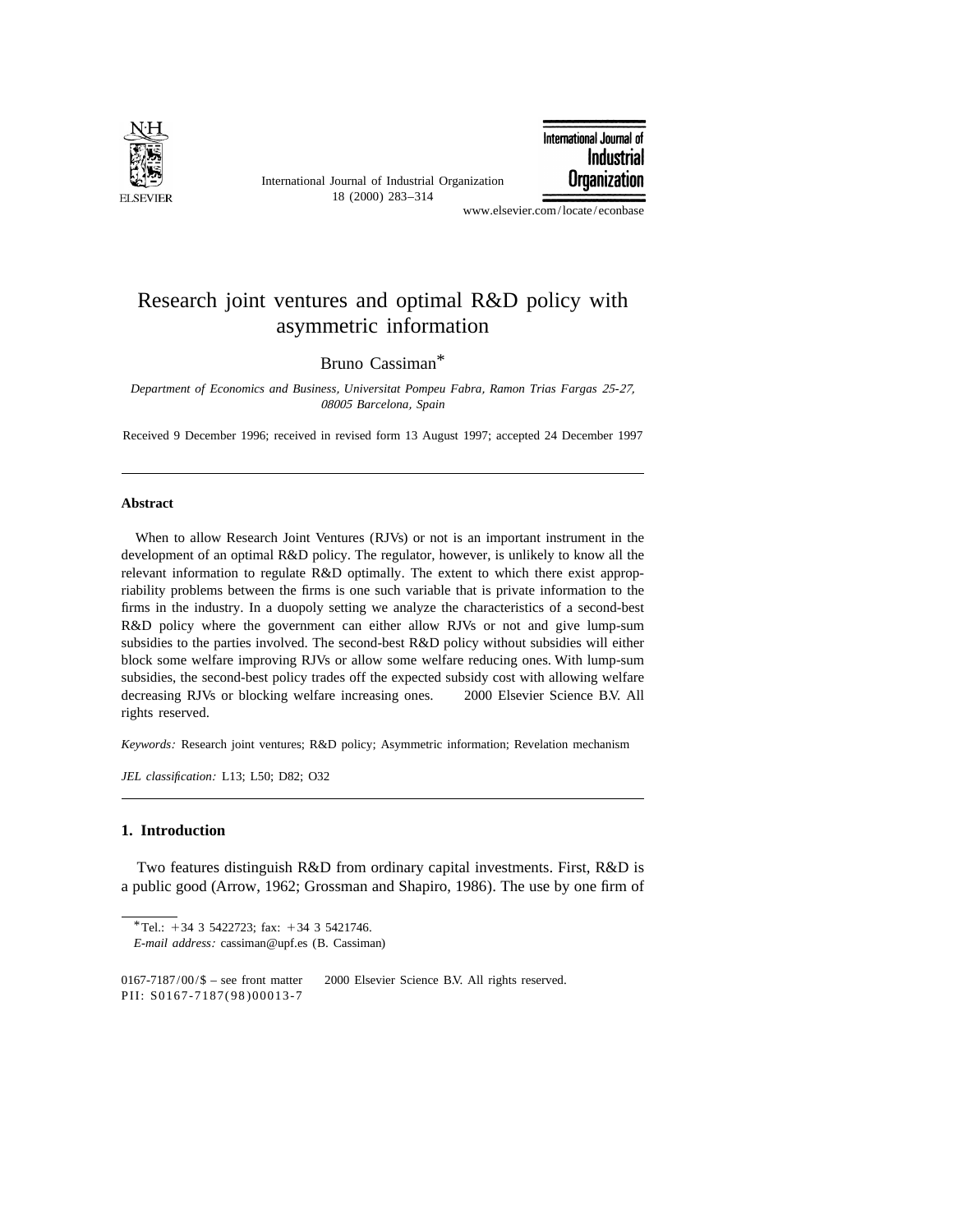# Research joint ventures and optimal R&D policy with asymmetric information

Bruno Cassiman*

*Department of Economics and Business, Universitat Pompeu Fabra, Ramon Trias Fargas 25-27, 08005 Barcelona, Spain*

Received 9 December 1996; received in revised form 13 August 1997; accepted 24 December 1997

---

### Abstract

When to allow Research Joint Ventures (RJVs) or not is an important instrument in the development of an optimal R&D policy. The regulator, however, is unlikely to know all the relevant information to regulate R&D optimally. The extent to which there exist appropriability problems between the firms is one such variable that is private information to the firms in the industry. In a duopoly setting we analyze the characteristics of a second-best R&D policy where the government can either allow RJVs or not and give lump-sum subsidies to the parties involved. The second-best R&D policy without subsidies will either block some welfare improving RJVs or allow some welfare reducing ones. With lump-sum subsidies, the second-best policy trades off the expected subsidy cost with allowing welfare decreasing RJVs or blocking welfare increasing ones. © 2000 Elsevier Science B.V. All rights reserved.

*Keywords:* Research joint ventures; R&D policy; Asymmetric information; Revelation mechanism

*JEL classification:* L13; L50; D82; O32

---

## 1. Introduction

Two features distinguish R&D from ordinary capital investments. First, R&D is a public good (Arrow, 1962; Grossman and Shapiro, 1986). The use by one firm of

---

*Tel.: +34 3 5422723; fax: +34 3 5421746.
*E-mail address:* cassiman@upf.es (B. Cassiman)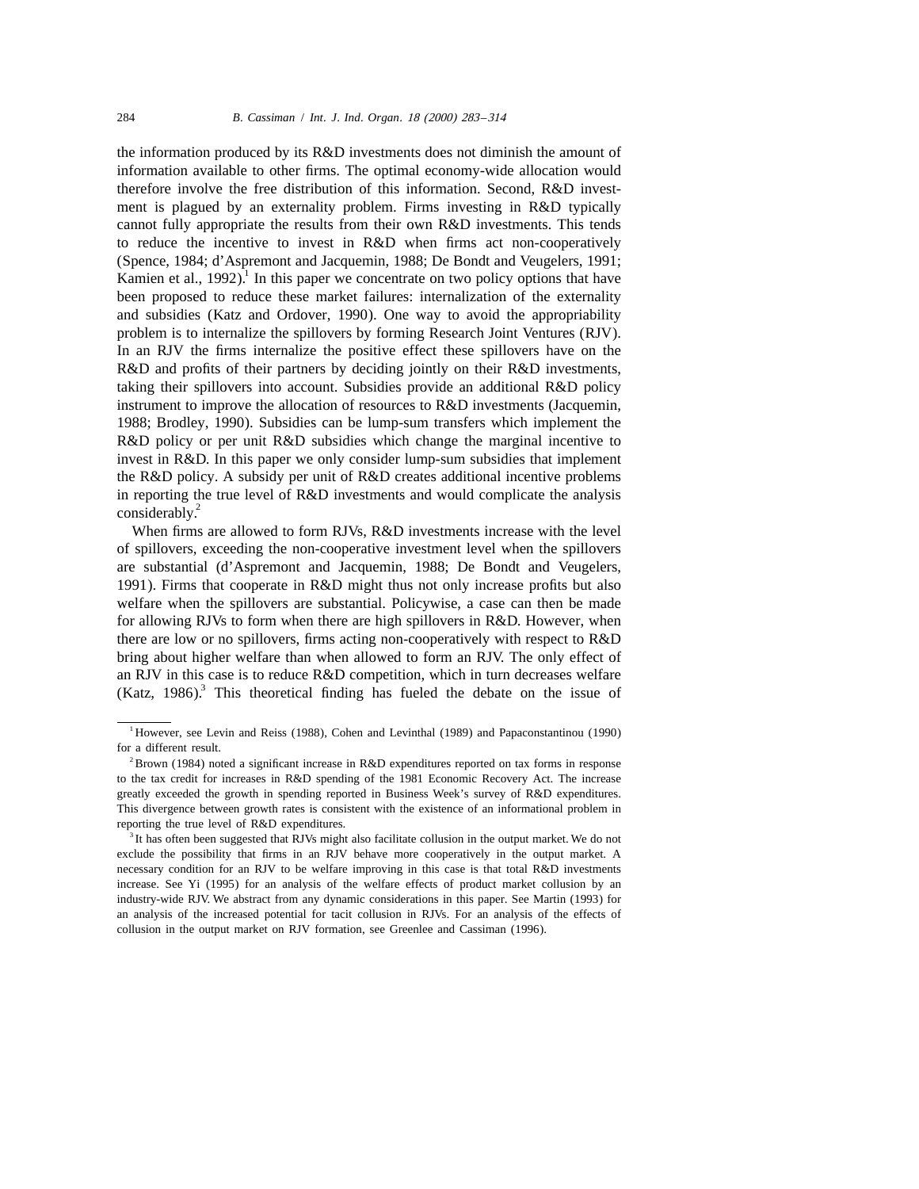the information produced by its R&D investments does not diminish the amount of information available to other firms. The optimal economy-wide allocation would therefore involve the free distribution of this information. Second, R&D investment is plagued by an externality problem. Firms investing in R&D typically cannot fully appropriate the results from their own R&D investments. This tends to reduce the incentive to invest in R&D when firms act non-cooperatively (Spence, 1984; d'Aspremont and Jacquemin, 1988; De Bondt and Veugelers, 1991; Kamien et al., 1992).[1] In this paper we concentrate on two policy options that have been proposed to reduce these market failures: internalization of the externality and subsidies (Katz and Ordover, 1990). One way to avoid the appropriability problem is to internalize the spillovers by forming Research Joint Ventures (RJV). In an RJV the firms internalize the positive effect these spillovers have on the R&D and profits of their partners by deciding jointly on their R&D investments, taking their spillovers into account. Subsidies provide an additional R&D policy instrument to improve the allocation of resources to R&D investments (Jacquemin, 1988; Brodley, 1990). Subsidies can be lump-sum transfers which implement the R&D policy or per unit R&D subsidies which change the marginal incentive to invest in R&D. In this paper we only consider lump-sum subsidies that implement the R&D policy. A subsidy per unit of R&D creates additional incentive problems in reporting the true level of R&D investments and would complicate the analysis considerably.[2]

When firms are allowed to form RJVs, R&D investments increase with the level of spillovers, exceeding the non-cooperative investment level when the spillovers are substantial (d'Aspremont and Jacquemin, 1988; De Bondt and Veugelers, 1991). Firms that cooperate in R&D might thus not only increase profits but also welfare when the spillovers are substantial. Policywise, a case can then be made for allowing RJVs to form when there are high spillovers in R&D. However, when there are low or no spillovers, firms acting non-cooperatively with respect to R&D bring about higher welfare than when allowed to form an RJV. The only effect of an RJV in this case is to reduce R&D competition, which in turn decreases welfare (Katz, 1986).[3] This theoretical finding has fueled the debate on the issue of

---

[1] However, see Levin and Reiss (1988), Cohen and Levinthal (1989) and Papaconstantinou (1990) for a different result.

[2] Brown (1984) noted a significant increase in R&D expenditures reported on tax forms in response to the tax credit for increases in R&D spending of the 1981 Economic Recovery Act. The increase greatly exceeded the growth in spending reported in Business Week's survey of R&D expenditures. This divergence between growth rates is consistent with the existence of an informational problem in reporting the true level of R&D expenditures.

[3] It has often been suggested that RJVs might also facilitate collusion in the output market. We do not exclude the possibility that firms in an RJV behave more cooperatively in the output market. A necessary condition for an RJV to be welfare improving in this case is that total R&D investments increase. See Yi (1995) for an analysis of the welfare effects of product market collusion by an industry-wide RJV. We abstract from any dynamic considerations in this paper. See Martin (1993) for an analysis of the increased potential for tacit collusion in RJVs. For an analysis of the effects of collusion in the output market on RJV formation, see Greenlee and Cassiman (1996).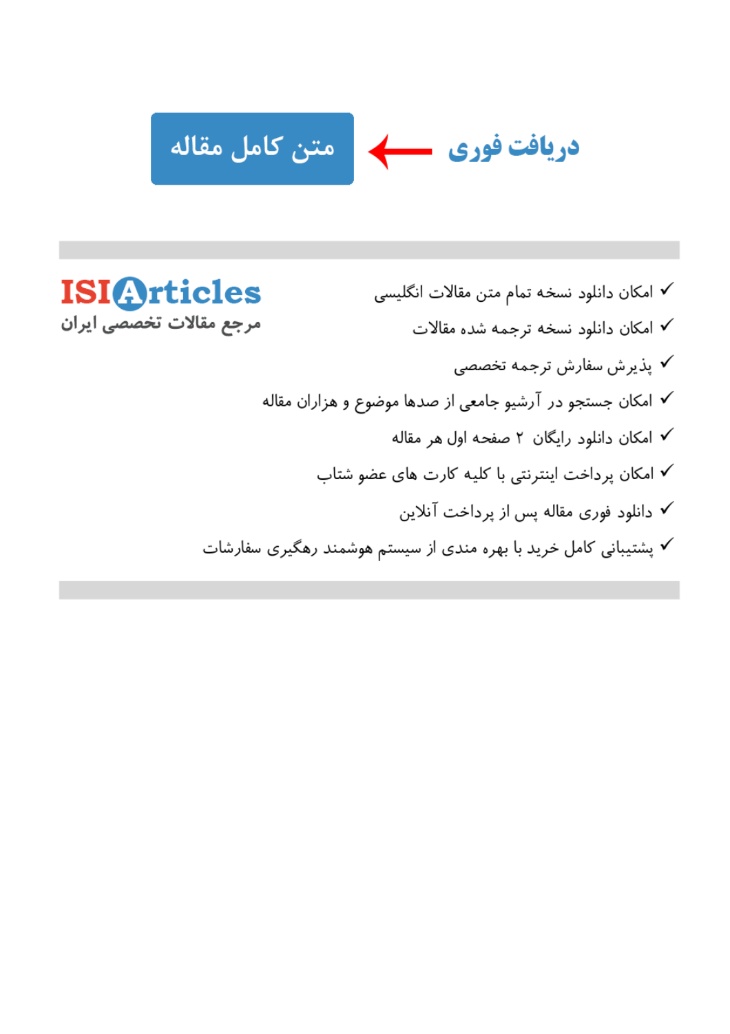دریافت فوری ← متن کامل مقاله

**ISIArticles**

مرجع مقالات تخصصی ایران

- ✓ امکان دانلود نسخه تمام متن مقالات انگلیسی
- ✓ امکان دانلود نسخه ترجمه شده مقالات
- ✓ پذیرش سفارش ترجمه تخصصی
- ✓ امکان جستجو در آرشیو جامعی از صدها موضوع و هزاران مقاله
- ✓ امکان دانلود رایگان ۲ صفحه اول هر مقاله
- ✓ امکان پرداخت اینترنتی با کلیه کارت های عضو شتاب
- ✓ دانلود فوری مقاله پس از پرداخت آنلاین
- ✓ پشتیبانی کامل خرید با بهره مندی از سیستم هوشمند رهگیری سفارشات